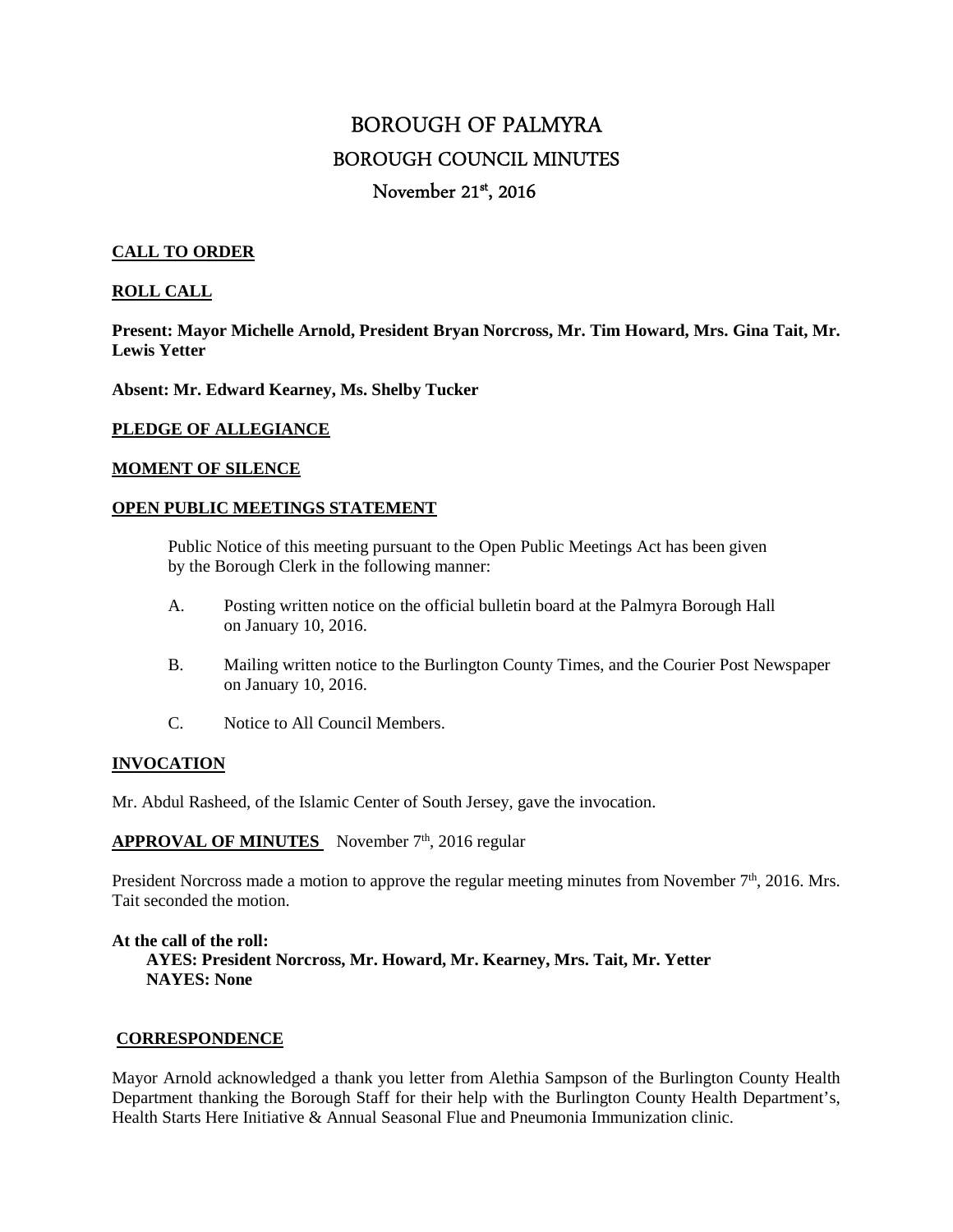# BOROUGH OF PALMYRA

## BOROUGH COUNCIL MINUTES

## November 21st, 2016

**CALL TO ORDER**

**ROLL CALL**

**Present: Mayor Michelle Arnold, President Bryan Norcross, Mr. Tim Howard, Mrs. Gina Tait, Mr. Lewis Yetter**

**Absent: Mr. Edward Kearney, Ms. Shelby Tucker**

**PLEDGE OF ALLEGIANCE**

**MOMENT OF SILENCE**

**OPEN PUBLIC MEETINGS STATEMENT**

Public Notice of this meeting pursuant to the Open Public Meetings Act has been given by the Borough Clerk in the following manner:

A. Posting written notice on the official bulletin board at the Palmyra Borough Hall on January 10, 2016.

B. Mailing written notice to the Burlington County Times, and the Courier Post Newspaper on January 10, 2016.

C. Notice to All Council Members.

**INVOCATION**

Mr. Abdul Rasheed, of the Islamic Center of South Jersey, gave the invocation.

**APPROVAL OF MINUTES** November 7th, 2016 regular

President Norcross made a motion to approve the regular meeting minutes from November 7th, 2016. Mrs. Tait seconded the motion.

**At the call of the roll:**
**AYES: President Norcross, Mr. Howard, Mr. Kearney, Mrs. Tait, Mr. Yetter**
**NAYES: None**

**CORRESPONDENCE**

Mayor Arnold acknowledged a thank you letter from Alethia Sampson of the Burlington County Health Department thanking the Borough Staff for their help with the Burlington County Health Department's, Health Starts Here Initiative & Annual Seasonal Flue and Pneumonia Immunization clinic.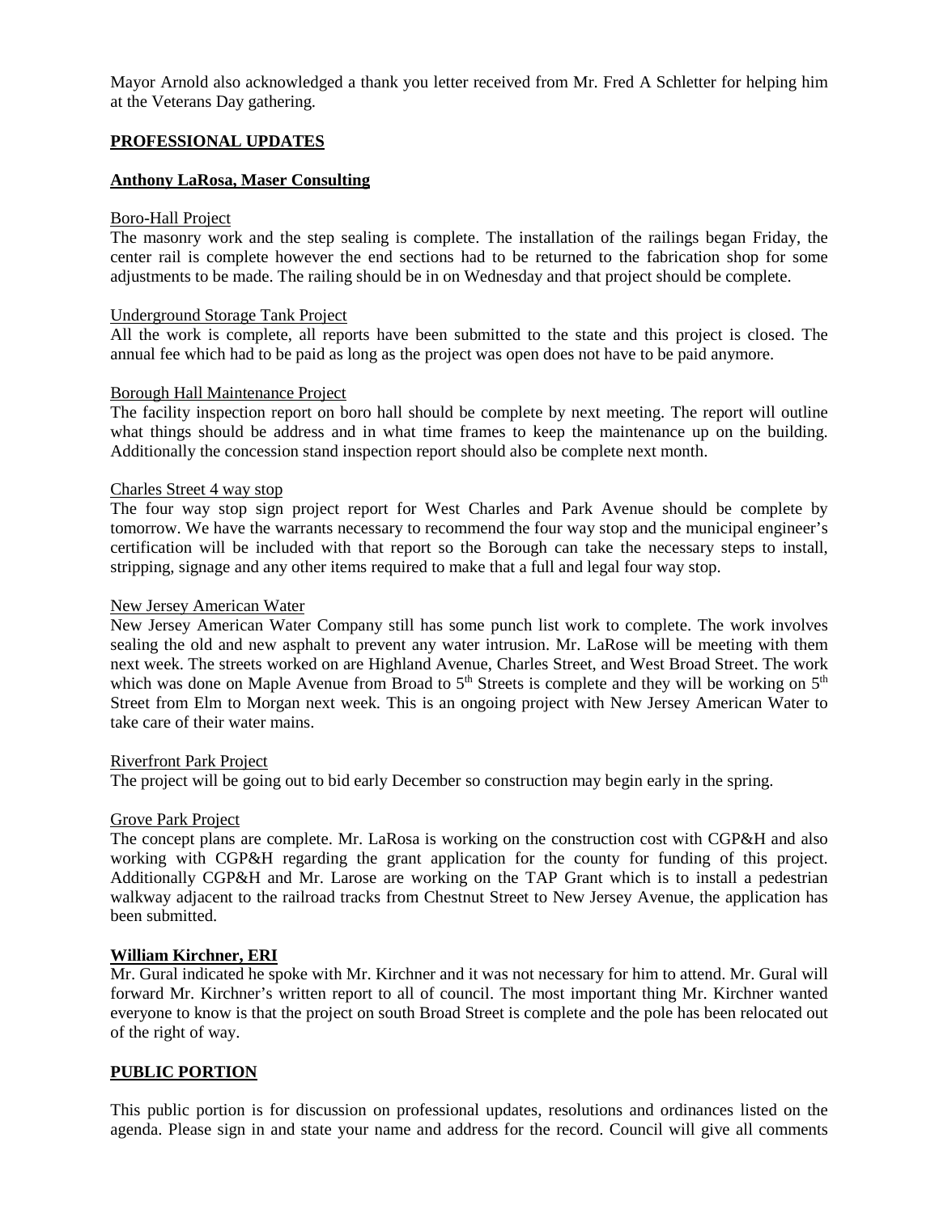Mayor Arnold also acknowledged a thank you letter received from Mr. Fred A Schletter for helping him at the Veterans Day gathering.

## PROFESSIONAL UPDATES

### Anthony LaRosa, Maser Consulting

Boro-Hall Project

The masonry work and the step sealing is complete. The installation of the railings began Friday, the center rail is complete however the end sections had to be returned to the fabrication shop for some adjustments to be made. The railing should be in on Wednesday and that project should be complete.

Underground Storage Tank Project

All the work is complete, all reports have been submitted to the state and this project is closed. The annual fee which had to be paid as long as the project was open does not have to be paid anymore.

Borough Hall Maintenance Project

The facility inspection report on boro hall should be complete by next meeting. The report will outline what things should be address and in what time frames to keep the maintenance up on the building. Additionally the concession stand inspection report should also be complete next month.

Charles Street 4 way stop

The four way stop sign project report for West Charles and Park Avenue should be complete by tomorrow. We have the warrants necessary to recommend the four way stop and the municipal engineer's certification will be included with that report so the Borough can take the necessary steps to install, stripping, signage and any other items required to make that a full and legal four way stop.

New Jersey American Water

New Jersey American Water Company still has some punch list work to complete. The work involves sealing the old and new asphalt to prevent any water intrusion. Mr. LaRose will be meeting with them next week. The streets worked on are Highland Avenue, Charles Street, and West Broad Street. The work which was done on Maple Avenue from Broad to 5th Streets is complete and they will be working on 5th Street from Elm to Morgan next week. This is an ongoing project with New Jersey American Water to take care of their water mains.

Riverfront Park Project

The project will be going out to bid early December so construction may begin early in the spring.

Grove Park Project

The concept plans are complete. Mr. LaRosa is working on the construction cost with CGP&H and also working with CGP&H regarding the grant application for the county for funding of this project. Additionally CGP&H and Mr. Larose are working on the TAP Grant which is to install a pedestrian walkway adjacent to the railroad tracks from Chestnut Street to New Jersey Avenue, the application has been submitted.

### William Kirchner, ERI

Mr. Gural indicated he spoke with Mr. Kirchner and it was not necessary for him to attend. Mr. Gural will forward Mr. Kirchner's written report to all of council. The most important thing Mr. Kirchner wanted everyone to know is that the project on south Broad Street is complete and the pole has been relocated out of the right of way.

## PUBLIC PORTION

This public portion is for discussion on professional updates, resolutions and ordinances listed on the agenda. Please sign in and state your name and address for the record. Council will give all comments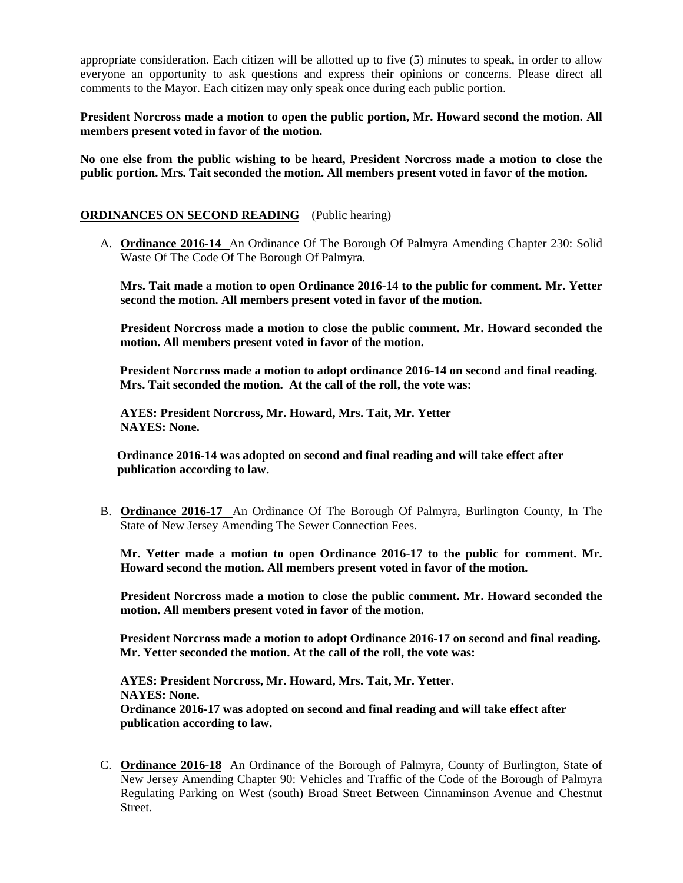appropriate consideration. Each citizen will be allotted up to five (5) minutes to speak, in order to allow everyone an opportunity to ask questions and express their opinions or concerns. Please direct all comments to the Mayor. Each citizen may only speak once during each public portion.

**President Norcross made a motion to open the public portion, Mr. Howard second the motion. All members present voted in favor of the motion.**

**No one else from the public wishing to be heard, President Norcross made a motion to close the public portion. Mrs. Tait seconded the motion. All members present voted in favor of the motion.**

**ORDINANCES ON SECOND READING** (Public hearing)

A. **Ordinance 2016-14** An Ordinance Of The Borough Of Palmyra Amending Chapter 230: Solid Waste Of The Code Of The Borough Of Palmyra.

   **Mrs. Tait made a motion to open Ordinance 2016-14 to the public for comment. Mr. Yetter second the motion. All members present voted in favor of the motion.**

   **President Norcross made a motion to close the public comment. Mr. Howard seconded the motion. All members present voted in favor of the motion.**

   **President Norcross made a motion to adopt ordinance 2016-14 on second and final reading. Mrs. Tait seconded the motion. At the call of the roll, the vote was:**

   **AYES: President Norcross, Mr. Howard, Mrs. Tait, Mr. Yetter**
   **NAYES: None.**

   **Ordinance 2016-14 was adopted on second and final reading and will take effect after publication according to law.**

B. **Ordinance 2016-17** An Ordinance Of The Borough Of Palmyra, Burlington County, In The State of New Jersey Amending The Sewer Connection Fees.

   **Mr. Yetter made a motion to open Ordinance 2016-17 to the public for comment. Mr. Howard second the motion. All members present voted in favor of the motion.**

   **President Norcross made a motion to close the public comment. Mr. Howard seconded the motion. All members present voted in favor of the motion.**

   **President Norcross made a motion to adopt Ordinance 2016-17 on second and final reading. Mr. Yetter seconded the motion. At the call of the roll, the vote was:**

   **AYES: President Norcross, Mr. Howard, Mrs. Tait, Mr. Yetter.**
   **NAYES: None.**
   **Ordinance 2016-17 was adopted on second and final reading and will take effect after publication according to law.**

C. **Ordinance 2016-18** An Ordinance of the Borough of Palmyra, County of Burlington, State of New Jersey Amending Chapter 90: Vehicles and Traffic of the Code of the Borough of Palmyra Regulating Parking on West (south) Broad Street Between Cinnaminson Avenue and Chestnut Street.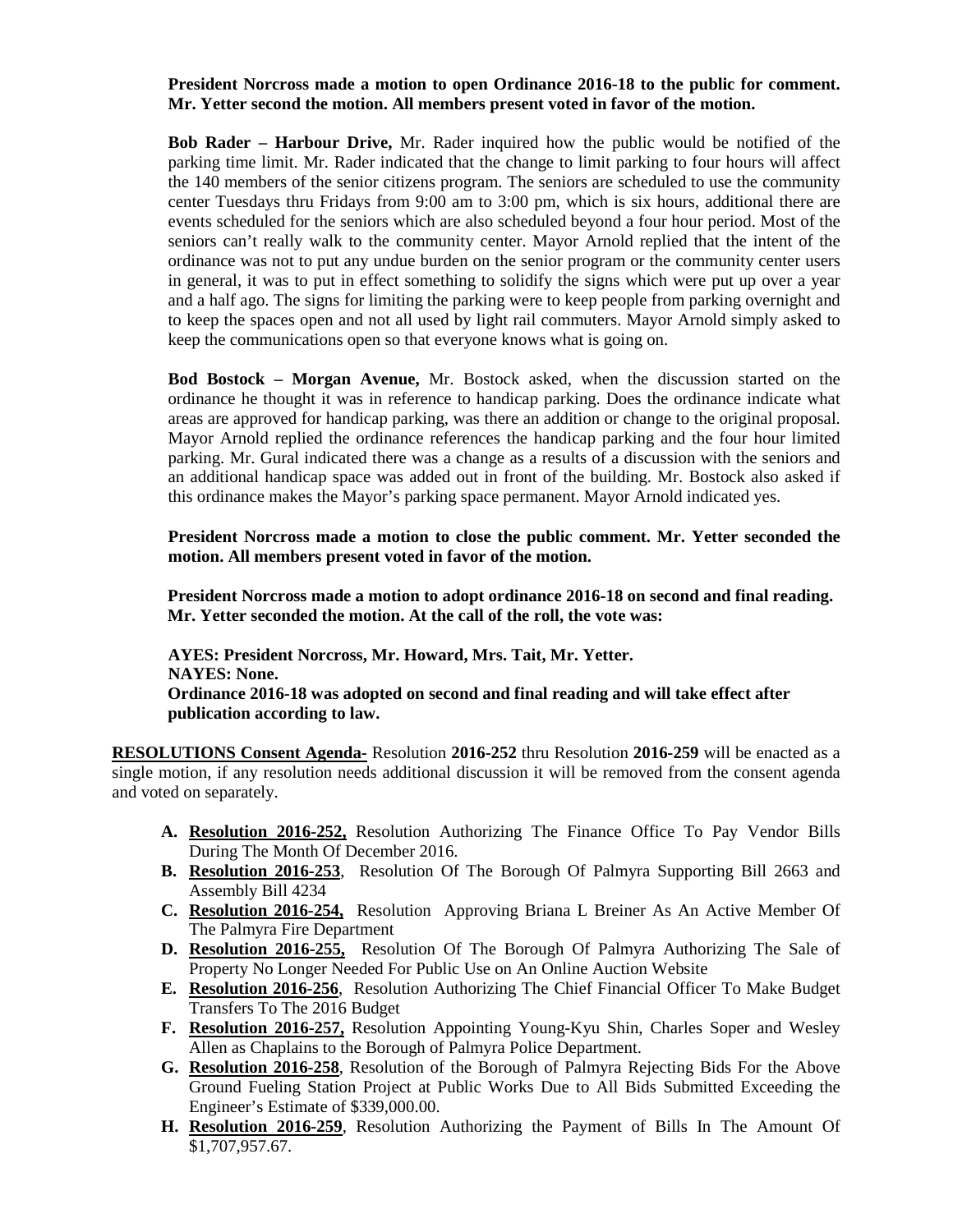**President Norcross made a motion to open Ordinance 2016-18 to the public for comment. Mr. Yetter second the motion. All members present voted in favor of the motion.**

**Bob Rader – Harbour Drive,** Mr. Rader inquired how the public would be notified of the parking time limit. Mr. Rader indicated that the change to limit parking to four hours will affect the 140 members of the senior citizens program. The seniors are scheduled to use the community center Tuesdays thru Fridays from 9:00 am to 3:00 pm, which is six hours, additional there are events scheduled for the seniors which are also scheduled beyond a four hour period. Most of the seniors can't really walk to the community center. Mayor Arnold replied that the intent of the ordinance was not to put any undue burden on the senior program or the community center users in general, it was to put in effect something to solidify the signs which were put up over a year and a half ago. The signs for limiting the parking were to keep people from parking overnight and to keep the spaces open and not all used by light rail commuters. Mayor Arnold simply asked to keep the communications open so that everyone knows what is going on.

**Bod Bostock – Morgan Avenue,** Mr. Bostock asked, when the discussion started on the ordinance he thought it was in reference to handicap parking. Does the ordinance indicate what areas are approved for handicap parking, was there an addition or change to the original proposal. Mayor Arnold replied the ordinance references the handicap parking and the four hour limited parking. Mr. Gural indicated there was a change as a results of a discussion with the seniors and an additional handicap space was added out in front of the building. Mr. Bostock also asked if this ordinance makes the Mayor's parking space permanent. Mayor Arnold indicated yes.

**President Norcross made a motion to close the public comment. Mr. Yetter seconded the motion. All members present voted in favor of the motion.**

**President Norcross made a motion to adopt ordinance 2016-18 on second and final reading. Mr. Yetter seconded the motion. At the call of the roll, the vote was:**

**AYES: President Norcross, Mr. Howard, Mrs. Tait, Mr. Yetter.**
**NAYES: None.**
**Ordinance 2016-18 was adopted on second and final reading and will take effect after publication according to law.**

**RESOLUTIONS Consent Agenda-** Resolution **2016-252** thru Resolution **2016-259** will be enacted as a single motion, if any resolution needs additional discussion it will be removed from the consent agenda and voted on separately.

- **A. Resolution 2016-252,** Resolution Authorizing The Finance Office To Pay Vendor Bills During The Month Of December 2016.
- **B. Resolution 2016-253**, Resolution Of The Borough Of Palmyra Supporting Bill 2663 and Assembly Bill 4234
- **C. Resolution 2016-254,** Resolution Approving Briana L Breiner As An Active Member Of The Palmyra Fire Department
- **D. Resolution 2016-255,** Resolution Of The Borough Of Palmyra Authorizing The Sale of Property No Longer Needed For Public Use on An Online Auction Website
- **E. Resolution 2016-256**, Resolution Authorizing The Chief Financial Officer To Make Budget Transfers To The 2016 Budget
- **F. Resolution 2016-257,** Resolution Appointing Young-Kyu Shin, Charles Soper and Wesley Allen as Chaplains to the Borough of Palmyra Police Department.
- **G. Resolution 2016-258**, Resolution of the Borough of Palmyra Rejecting Bids For the Above Ground Fueling Station Project at Public Works Due to All Bids Submitted Exceeding the Engineer's Estimate of $339,000.00.
- **H. Resolution 2016-259**, Resolution Authorizing the Payment of Bills In The Amount Of $1,707,957.67.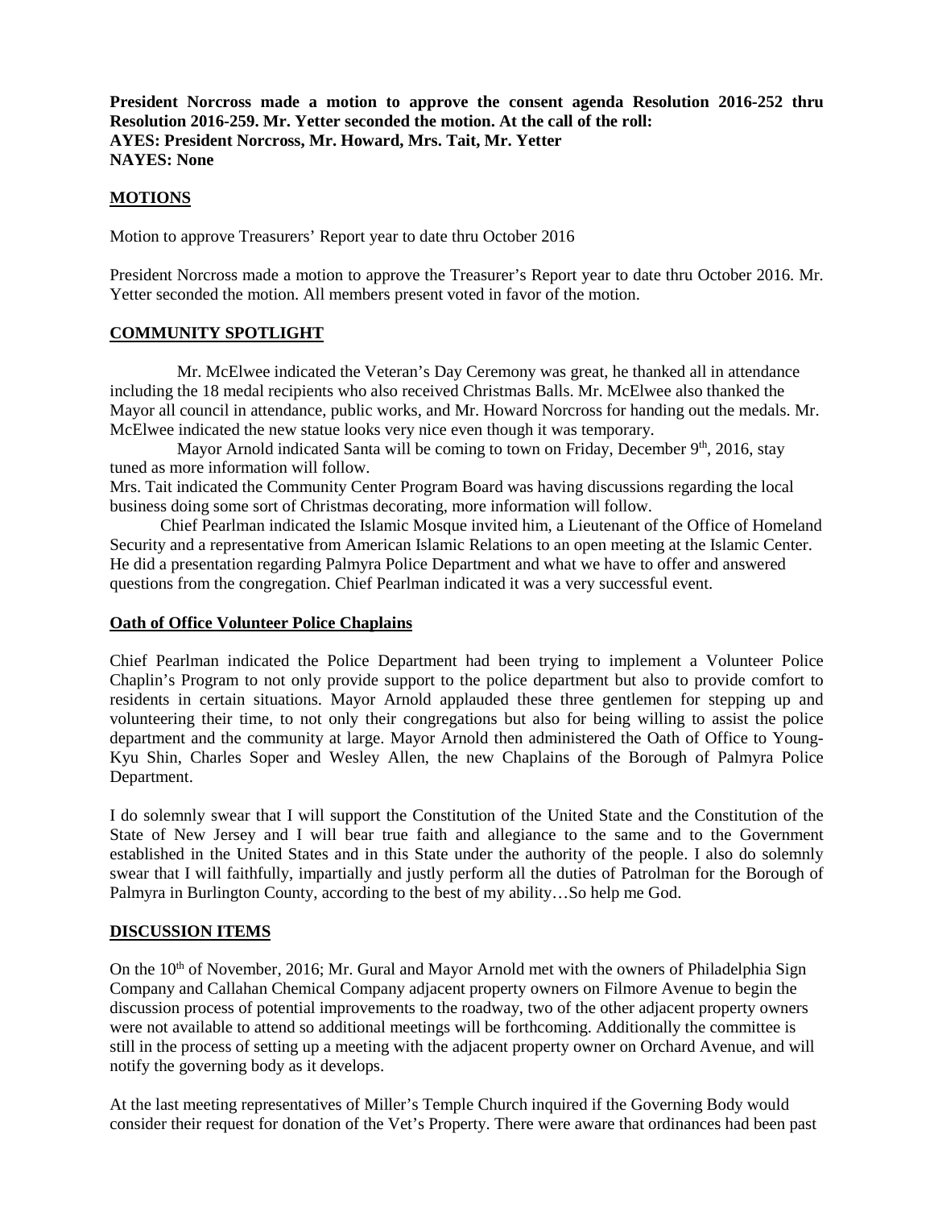**President Norcross made a motion to approve the consent agenda Resolution 2016-252 thru Resolution 2016-259. Mr. Yetter seconded the motion. At the call of the roll:**
**AYES: President Norcross, Mr. Howard, Mrs. Tait, Mr. Yetter**
**NAYES: None**

## MOTIONS

Motion to approve Treasurers' Report year to date thru October 2016

President Norcross made a motion to approve the Treasurer's Report year to date thru October 2016. Mr. Yetter seconded the motion. All members present voted in favor of the motion.

## COMMUNITY SPOTLIGHT

Mr. McElwee indicated the Veteran's Day Ceremony was great, he thanked all in attendance including the 18 medal recipients who also received Christmas Balls. Mr. McElwee also thanked the Mayor all council in attendance, public works, and Mr. Howard Norcross for handing out the medals. Mr. McElwee indicated the new statue looks very nice even though it was temporary.

Mayor Arnold indicated Santa will be coming to town on Friday, December 9th, 2016, stay tuned as more information will follow.

Mrs. Tait indicated the Community Center Program Board was having discussions regarding the local business doing some sort of Christmas decorating, more information will follow.

Chief Pearlman indicated the Islamic Mosque invited him, a Lieutenant of the Office of Homeland Security and a representative from American Islamic Relations to an open meeting at the Islamic Center. He did a presentation regarding Palmyra Police Department and what we have to offer and answered questions from the congregation. Chief Pearlman indicated it was a very successful event.

### Oath of Office Volunteer Police Chaplains

Chief Pearlman indicated the Police Department had been trying to implement a Volunteer Police Chaplin's Program to not only provide support to the police department but also to provide comfort to residents in certain situations. Mayor Arnold applauded these three gentlemen for stepping up and volunteering their time, to not only their congregations but also for being willing to assist the police department and the community at large. Mayor Arnold then administered the Oath of Office to Young-Kyu Shin, Charles Soper and Wesley Allen, the new Chaplains of the Borough of Palmyra Police Department.

I do solemnly swear that I will support the Constitution of the United State and the Constitution of the State of New Jersey and I will bear true faith and allegiance to the same and to the Government established in the United States and in this State under the authority of the people. I also do solemnly swear that I will faithfully, impartially and justly perform all the duties of Patrolman for the Borough of Palmyra in Burlington County, according to the best of my ability…So help me God.

## DISCUSSION ITEMS

On the 10th of November, 2016; Mr. Gural and Mayor Arnold met with the owners of Philadelphia Sign Company and Callahan Chemical Company adjacent property owners on Filmore Avenue to begin the discussion process of potential improvements to the roadway, two of the other adjacent property owners were not available to attend so additional meetings will be forthcoming. Additionally the committee is still in the process of setting up a meeting with the adjacent property owner on Orchard Avenue, and will notify the governing body as it develops.

At the last meeting representatives of Miller's Temple Church inquired if the Governing Body would consider their request for donation of the Vet's Property. There were aware that ordinances had been past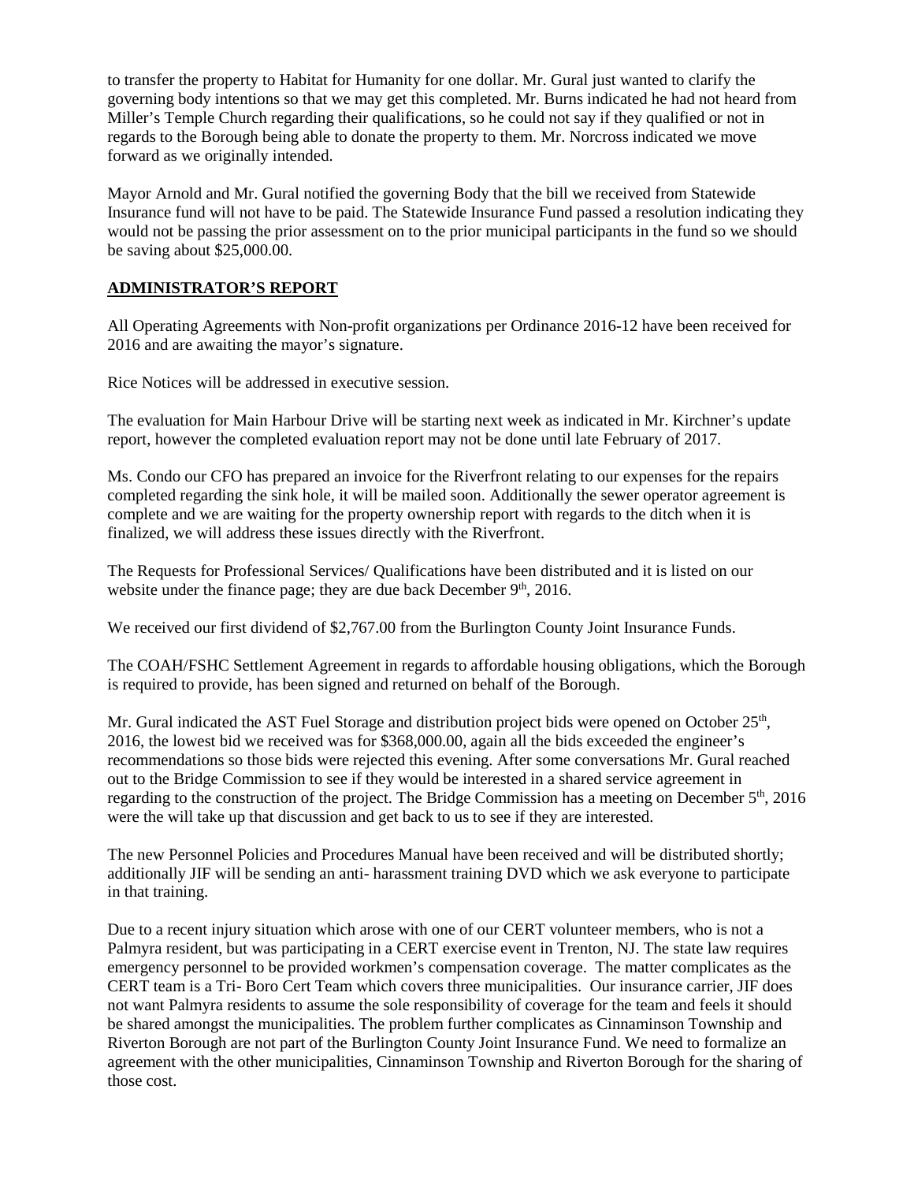to transfer the property to Habitat for Humanity for one dollar. Mr. Gural just wanted to clarify the governing body intentions so that we may get this completed. Mr. Burns indicated he had not heard from Miller's Temple Church regarding their qualifications, so he could not say if they qualified or not in regards to the Borough being able to donate the property to them. Mr. Norcross indicated we move forward as we originally intended.

Mayor Arnold and Mr. Gural notified the governing Body that the bill we received from Statewide Insurance fund will not have to be paid. The Statewide Insurance Fund passed a resolution indicating they would not be passing the prior assessment on to the prior municipal participants in the fund so we should be saving about $25,000.00.

## ADMINISTRATOR'S REPORT

All Operating Agreements with Non-profit organizations per Ordinance 2016-12 have been received for 2016 and are awaiting the mayor's signature.

Rice Notices will be addressed in executive session.

The evaluation for Main Harbour Drive will be starting next week as indicated in Mr. Kirchner's update report, however the completed evaluation report may not be done until late February of 2017.

Ms. Condo our CFO has prepared an invoice for the Riverfront relating to our expenses for the repairs completed regarding the sink hole, it will be mailed soon. Additionally the sewer operator agreement is complete and we are waiting for the property ownership report with regards to the ditch when it is finalized, we will address these issues directly with the Riverfront.

The Requests for Professional Services/ Qualifications have been distributed and it is listed on our website under the finance page; they are due back December 9th, 2016.

We received our first dividend of $2,767.00 from the Burlington County Joint Insurance Funds.

The COAH/FSHC Settlement Agreement in regards to affordable housing obligations, which the Borough is required to provide, has been signed and returned on behalf of the Borough.

Mr. Gural indicated the AST Fuel Storage and distribution project bids were opened on October 25th, 2016, the lowest bid we received was for $368,000.00, again all the bids exceeded the engineer's recommendations so those bids were rejected this evening. After some conversations Mr. Gural reached out to the Bridge Commission to see if they would be interested in a shared service agreement in regarding to the construction of the project. The Bridge Commission has a meeting on December 5th, 2016 were the will take up that discussion and get back to us to see if they are interested.

The new Personnel Policies and Procedures Manual have been received and will be distributed shortly; additionally JIF will be sending an anti- harassment training DVD which we ask everyone to participate in that training.

Due to a recent injury situation which arose with one of our CERT volunteer members, who is not a Palmyra resident, but was participating in a CERT exercise event in Trenton, NJ. The state law requires emergency personnel to be provided workmen's compensation coverage. The matter complicates as the CERT team is a Tri- Boro Cert Team which covers three municipalities. Our insurance carrier, JIF does not want Palmyra residents to assume the sole responsibility of coverage for the team and feels it should be shared amongst the municipalities. The problem further complicates as Cinnaminson Township and Riverton Borough are not part of the Burlington County Joint Insurance Fund. We need to formalize an agreement with the other municipalities, Cinnaminson Township and Riverton Borough for the sharing of those cost.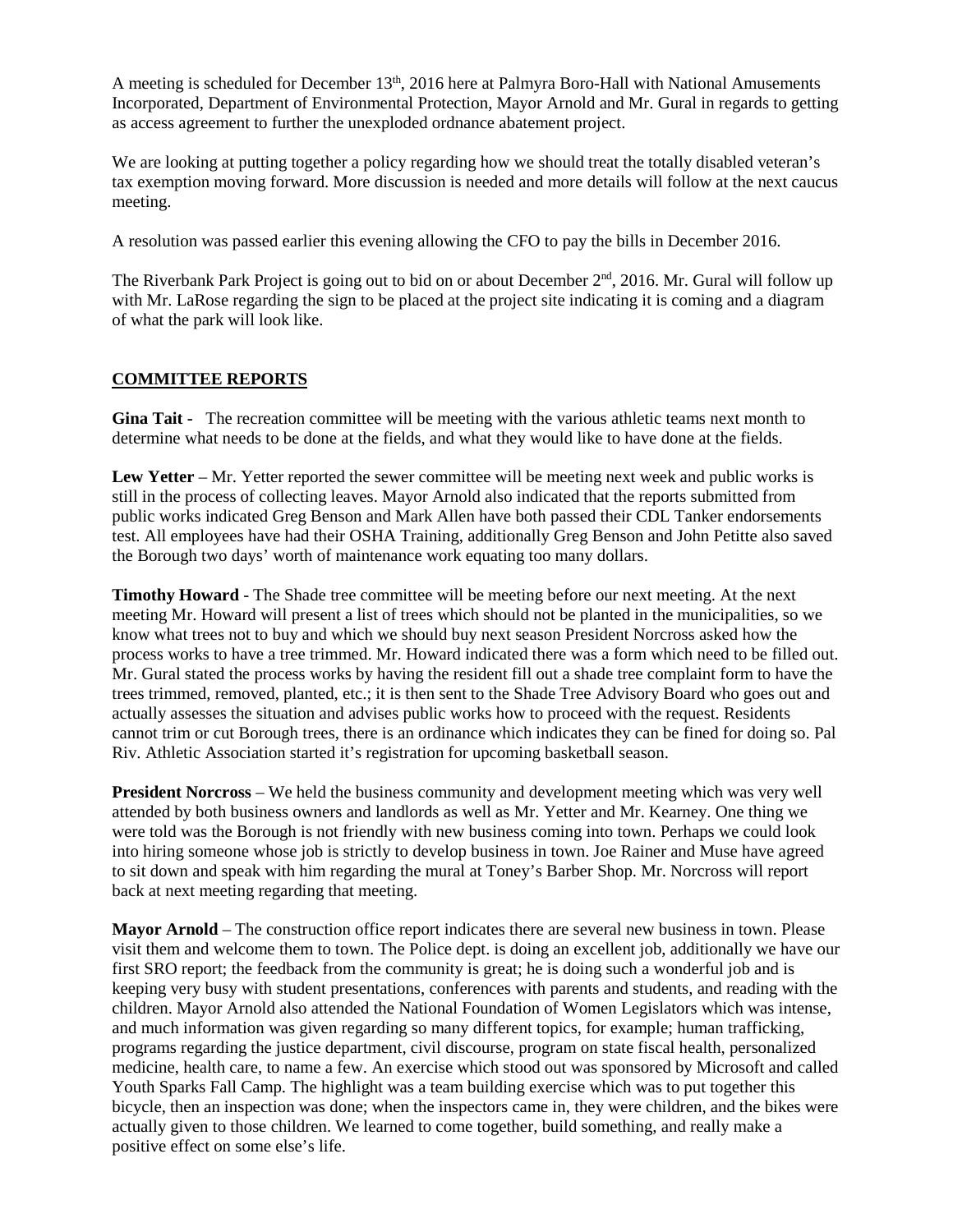A meeting is scheduled for December 13th, 2016 here at Palmyra Boro-Hall with National Amusements Incorporated, Department of Environmental Protection, Mayor Arnold and Mr. Gural in regards to getting as access agreement to further the unexploded ordnance abatement project.

We are looking at putting together a policy regarding how we should treat the totally disabled veteran's tax exemption moving forward. More discussion is needed and more details will follow at the next caucus meeting.

A resolution was passed earlier this evening allowing the CFO to pay the bills in December 2016.

The Riverbank Park Project is going out to bid on or about December 2nd, 2016. Mr. Gural will follow up with Mr. LaRose regarding the sign to be placed at the project site indicating it is coming and a diagram of what the park will look like.

## COMMITTEE REPORTS

**Gina Tait -** The recreation committee will be meeting with the various athletic teams next month to determine what needs to be done at the fields, and what they would like to have done at the fields.

**Lew Yetter** – Mr. Yetter reported the sewer committee will be meeting next week and public works is still in the process of collecting leaves. Mayor Arnold also indicated that the reports submitted from public works indicated Greg Benson and Mark Allen have both passed their CDL Tanker endorsements test. All employees have had their OSHA Training, additionally Greg Benson and John Petitte also saved the Borough two days' worth of maintenance work equating too many dollars.

**Timothy Howard** - The Shade tree committee will be meeting before our next meeting. At the next meeting Mr. Howard will present a list of trees which should not be planted in the municipalities, so we know what trees not to buy and which we should buy next season President Norcross asked how the process works to have a tree trimmed. Mr. Howard indicated there was a form which need to be filled out. Mr. Gural stated the process works by having the resident fill out a shade tree complaint form to have the trees trimmed, removed, planted, etc.; it is then sent to the Shade Tree Advisory Board who goes out and actually assesses the situation and advises public works how to proceed with the request. Residents cannot trim or cut Borough trees, there is an ordinance which indicates they can be fined for doing so. Pal Riv. Athletic Association started it's registration for upcoming basketball season.

**President Norcross** – We held the business community and development meeting which was very well attended by both business owners and landlords as well as Mr. Yetter and Mr. Kearney. One thing we were told was the Borough is not friendly with new business coming into town. Perhaps we could look into hiring someone whose job is strictly to develop business in town. Joe Rainer and Muse have agreed to sit down and speak with him regarding the mural at Toney's Barber Shop. Mr. Norcross will report back at next meeting regarding that meeting.

**Mayor Arnold** – The construction office report indicates there are several new business in town. Please visit them and welcome them to town. The Police dept. is doing an excellent job, additionally we have our first SRO report; the feedback from the community is great; he is doing such a wonderful job and is keeping very busy with student presentations, conferences with parents and students, and reading with the children. Mayor Arnold also attended the National Foundation of Women Legislators which was intense, and much information was given regarding so many different topics, for example; human trafficking, programs regarding the justice department, civil discourse, program on state fiscal health, personalized medicine, health care, to name a few. An exercise which stood out was sponsored by Microsoft and called Youth Sparks Fall Camp. The highlight was a team building exercise which was to put together this bicycle, then an inspection was done; when the inspectors came in, they were children, and the bikes were actually given to those children. We learned to come together, build something, and really make a positive effect on some else's life.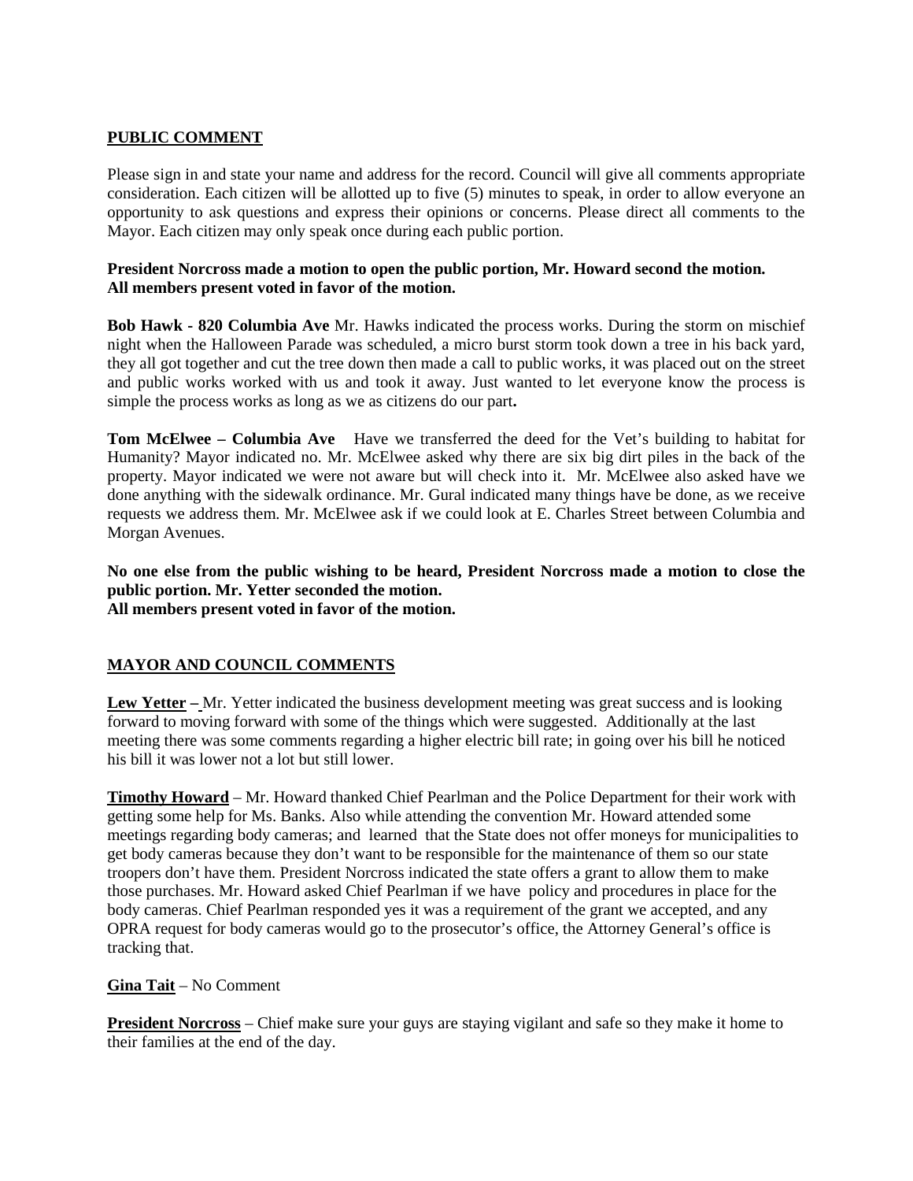**PUBLIC COMMENT**

Please sign in and state your name and address for the record. Council will give all comments appropriate consideration. Each citizen will be allotted up to five (5) minutes to speak, in order to allow everyone an opportunity to ask questions and express their opinions or concerns. Please direct all comments to the Mayor. Each citizen may only speak once during each public portion.

**President Norcross made a motion to open the public portion, Mr. Howard second the motion. All members present voted in favor of the motion.**

**Bob Hawk - 820 Columbia Ave** Mr. Hawks indicated the process works. During the storm on mischief night when the Halloween Parade was scheduled, a micro burst storm took down a tree in his back yard, they all got together and cut the tree down then made a call to public works, it was placed out on the street and public works worked with us and took it away. Just wanted to let everyone know the process is simple the process works as long as we as citizens do our part**.**

**Tom McElwee – Columbia Ave** Have we transferred the deed for the Vet's building to habitat for Humanity? Mayor indicated no. Mr. McElwee asked why there are six big dirt piles in the back of the property. Mayor indicated we were not aware but will check into it. Mr. McElwee also asked have we done anything with the sidewalk ordinance. Mr. Gural indicated many things have be done, as we receive requests we address them. Mr. McElwee ask if we could look at E. Charles Street between Columbia and Morgan Avenues.

**No one else from the public wishing to be heard, President Norcross made a motion to close the public portion. Mr. Yetter seconded the motion.**
**All members present voted in favor of the motion.**

**MAYOR AND COUNCIL COMMENTS**

**Lew Yetter –** Mr. Yetter indicated the business development meeting was great success and is looking forward to moving forward with some of the things which were suggested. Additionally at the last meeting there was some comments regarding a higher electric bill rate; in going over his bill he noticed his bill it was lower not a lot but still lower.

**Timothy Howard** – Mr. Howard thanked Chief Pearlman and the Police Department for their work with getting some help for Ms. Banks. Also while attending the convention Mr. Howard attended some meetings regarding body cameras; and learned that the State does not offer moneys for municipalities to get body cameras because they don't want to be responsible for the maintenance of them so our state troopers don't have them. President Norcross indicated the state offers a grant to allow them to make those purchases. Mr. Howard asked Chief Pearlman if we have policy and procedures in place for the body cameras. Chief Pearlman responded yes it was a requirement of the grant we accepted, and any OPRA request for body cameras would go to the prosecutor's office, the Attorney General's office is tracking that.

**Gina Tait** – No Comment

**President Norcross** – Chief make sure your guys are staying vigilant and safe so they make it home to their families at the end of the day.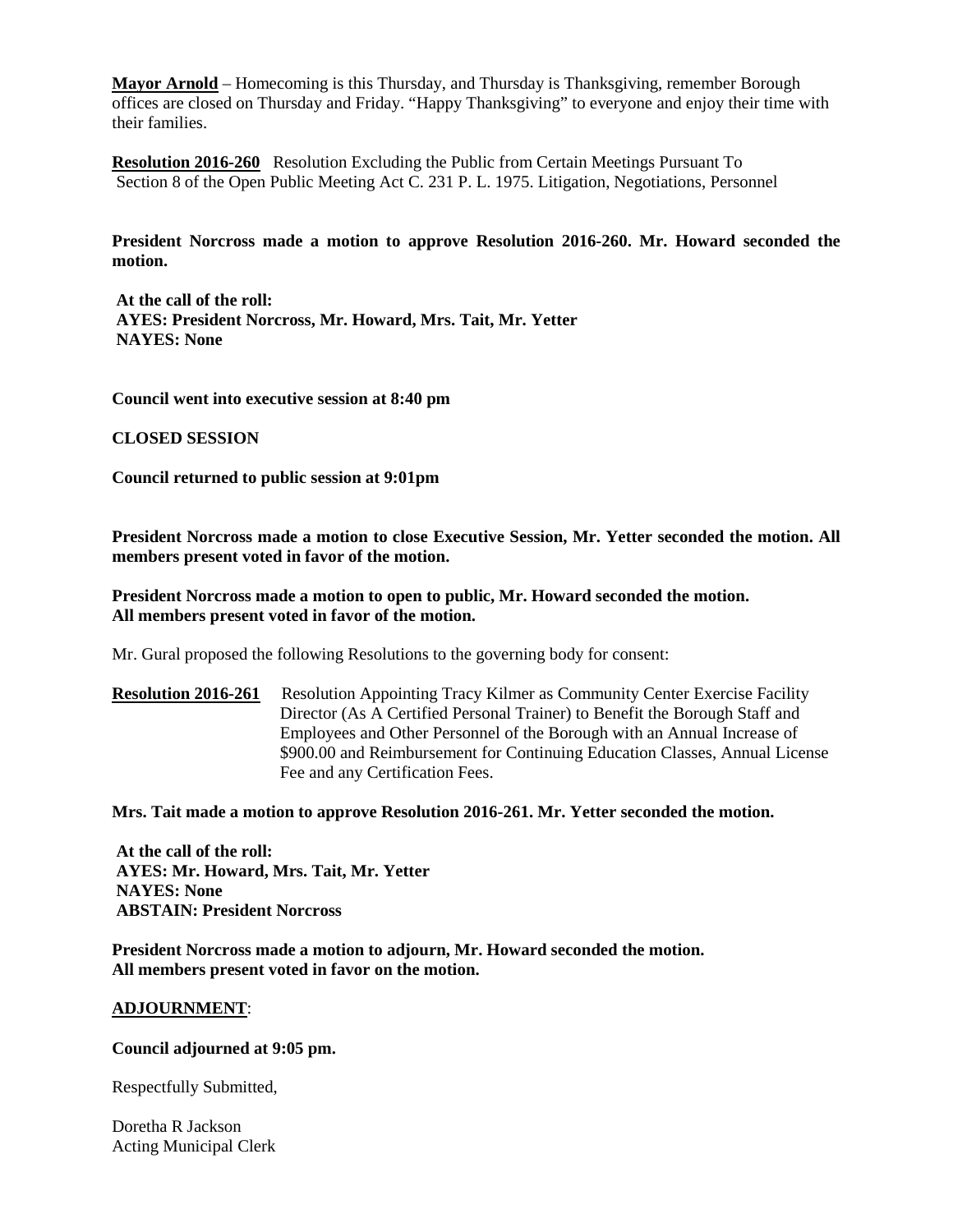**Mayor Arnold** – Homecoming is this Thursday, and Thursday is Thanksgiving, remember Borough offices are closed on Thursday and Friday. "Happy Thanksgiving" to everyone and enjoy their time with their families.

**Resolution 2016-260** Resolution Excluding the Public from Certain Meetings Pursuant To Section 8 of the Open Public Meeting Act C. 231 P. L. 1975. Litigation, Negotiations, Personnel

**President Norcross made a motion to approve Resolution 2016-260. Mr. Howard seconded the motion.**

**At the call of the roll:**
**AYES: President Norcross, Mr. Howard, Mrs. Tait, Mr. Yetter**
**NAYES: None**

**Council went into executive session at 8:40 pm**

**CLOSED SESSION**

**Council returned to public session at 9:01pm**

**President Norcross made a motion to close Executive Session, Mr. Yetter seconded the motion. All members present voted in favor of the motion.**

**President Norcross made a motion to open to public, Mr. Howard seconded the motion. All members present voted in favor of the motion.**

Mr. Gural proposed the following Resolutions to the governing body for consent:

**Resolution 2016-261** Resolution Appointing Tracy Kilmer as Community Center Exercise Facility Director (As A Certified Personal Trainer) to Benefit the Borough Staff and Employees and Other Personnel of the Borough with an Annual Increase of $900.00 and Reimbursement for Continuing Education Classes, Annual License Fee and any Certification Fees.

**Mrs. Tait made a motion to approve Resolution 2016-261. Mr. Yetter seconded the motion.**

**At the call of the roll:**
**AYES: Mr. Howard, Mrs. Tait, Mr. Yetter**
**NAYES: None**
**ABSTAIN: President Norcross**

**President Norcross made a motion to adjourn, Mr. Howard seconded the motion. All members present voted in favor on the motion.**

**ADJOURNMENT**:

**Council adjourned at 9:05 pm.**

Respectfully Submitted,

Doretha R Jackson
Acting Municipal Clerk